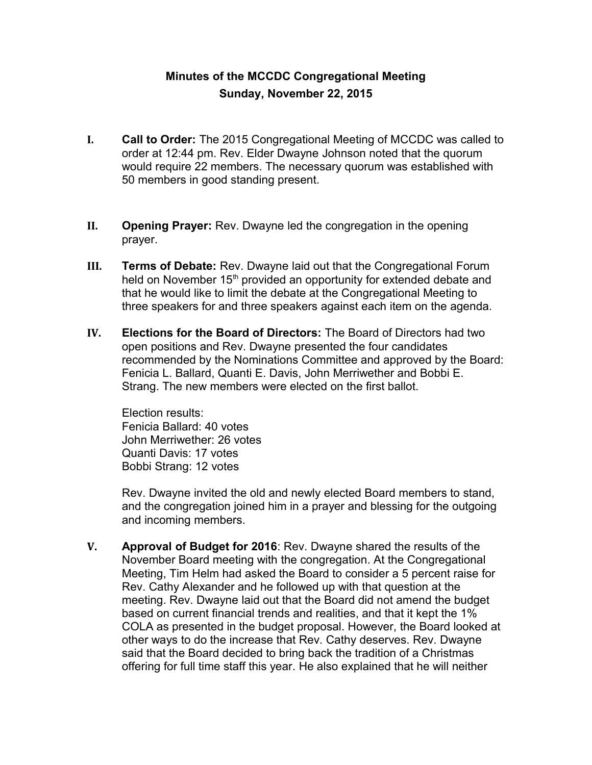# Minutes of the MCCDC Congregational Meeting

## Sunday, November 22, 2015

I. **Call to Order:** The 2015 Congregational Meeting of MCCDC was called to order at 12:44 pm. Rev. Elder Dwayne Johnson noted that the quorum would require 22 members. The necessary quorum was established with 50 members in good standing present.

II. **Opening Prayer:** Rev. Dwayne led the congregation in the opening prayer.

III. **Terms of Debate:** Rev. Dwayne laid out that the Congregational Forum held on November 15th provided an opportunity for extended debate and that he would like to limit the debate at the Congregational Meeting to three speakers for and three speakers against each item on the agenda.

IV. **Elections for the Board of Directors:** The Board of Directors had two open positions and Rev. Dwayne presented the four candidates recommended by the Nominations Committee and approved by the Board: Fenicia L. Ballard, Quanti E. Davis, John Merriwether and Bobbi E. Strang. The new members were elected on the first ballot.

   Election results:
   Fenicia Ballard: 40 votes
   John Merriwether: 26 votes
   Quanti Davis: 17 votes
   Bobbi Strang: 12 votes

   Rev. Dwayne invited the old and newly elected Board members to stand, and the congregation joined him in a prayer and blessing for the outgoing and incoming members.

V. **Approval of Budget for 2016**: Rev. Dwayne shared the results of the November Board meeting with the congregation. At the Congregational Meeting, Tim Helm had asked the Board to consider a 5 percent raise for Rev. Cathy Alexander and he followed up with that question at the meeting. Rev. Dwayne laid out that the Board did not amend the budget based on current financial trends and realities, and that it kept the 1% COLA as presented in the budget proposal. However, the Board looked at other ways to do the increase that Rev. Cathy deserves. Rev. Dwayne said that the Board decided to bring back the tradition of a Christmas offering for full time staff this year. He also explained that he will neither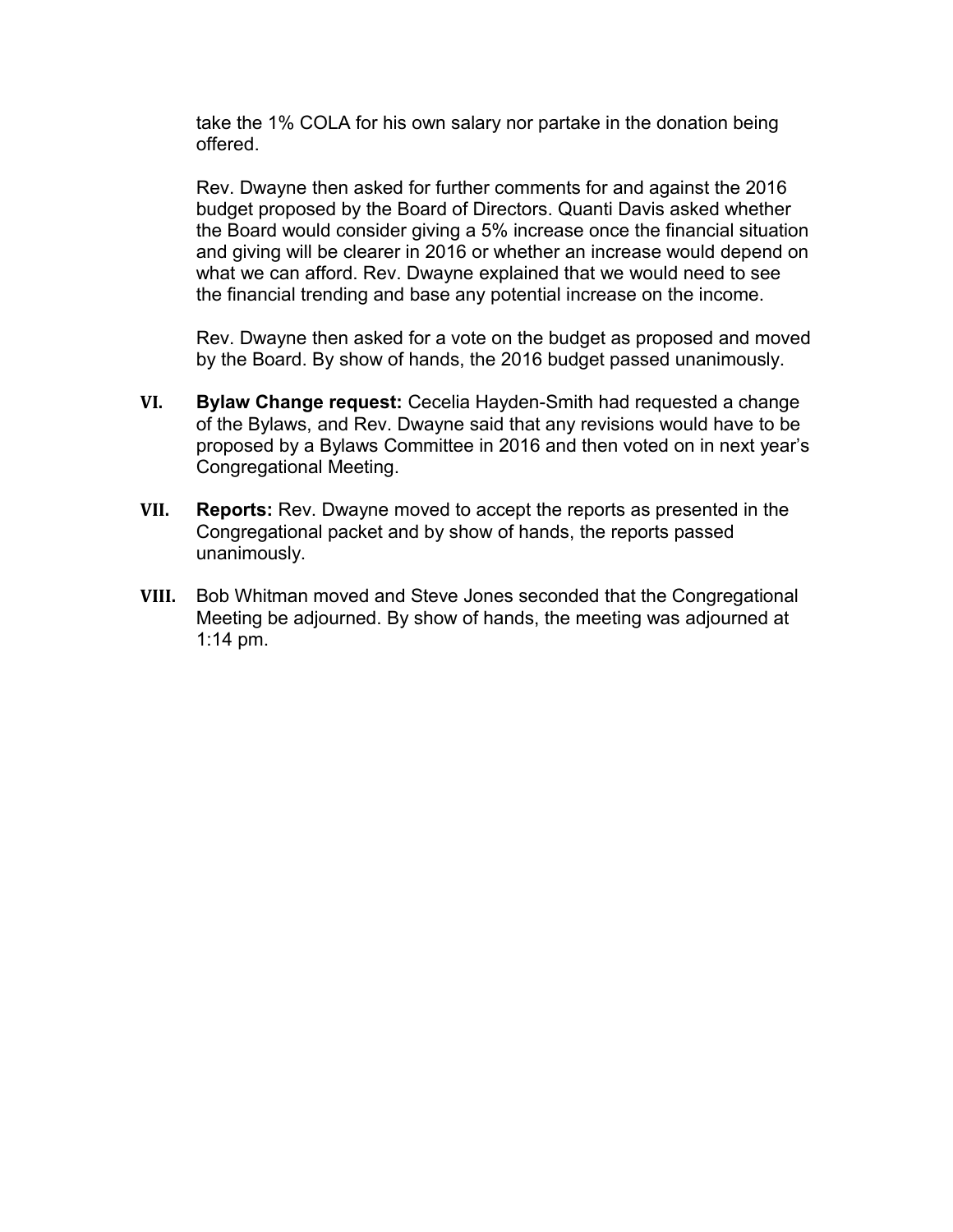take the 1% COLA for his own salary nor partake in the donation being offered.

Rev. Dwayne then asked for further comments for and against the 2016 budget proposed by the Board of Directors. Quanti Davis asked whether the Board would consider giving a 5% increase once the financial situation and giving will be clearer in 2016 or whether an increase would depend on what we can afford. Rev. Dwayne explained that we would need to see the financial trending and base any potential increase on the income.

Rev. Dwayne then asked for a vote on the budget as proposed and moved by the Board. By show of hands, the 2016 budget passed unanimously.

VI. **Bylaw Change request:** Cecelia Hayden-Smith had requested a change of the Bylaws, and Rev. Dwayne said that any revisions would have to be proposed by a Bylaws Committee in 2016 and then voted on in next year's Congregational Meeting.

VII. **Reports:** Rev. Dwayne moved to accept the reports as presented in the Congregational packet and by show of hands, the reports passed unanimously.

VIII. Bob Whitman moved and Steve Jones seconded that the Congregational Meeting be adjourned. By show of hands, the meeting was adjourned at 1:14 pm.